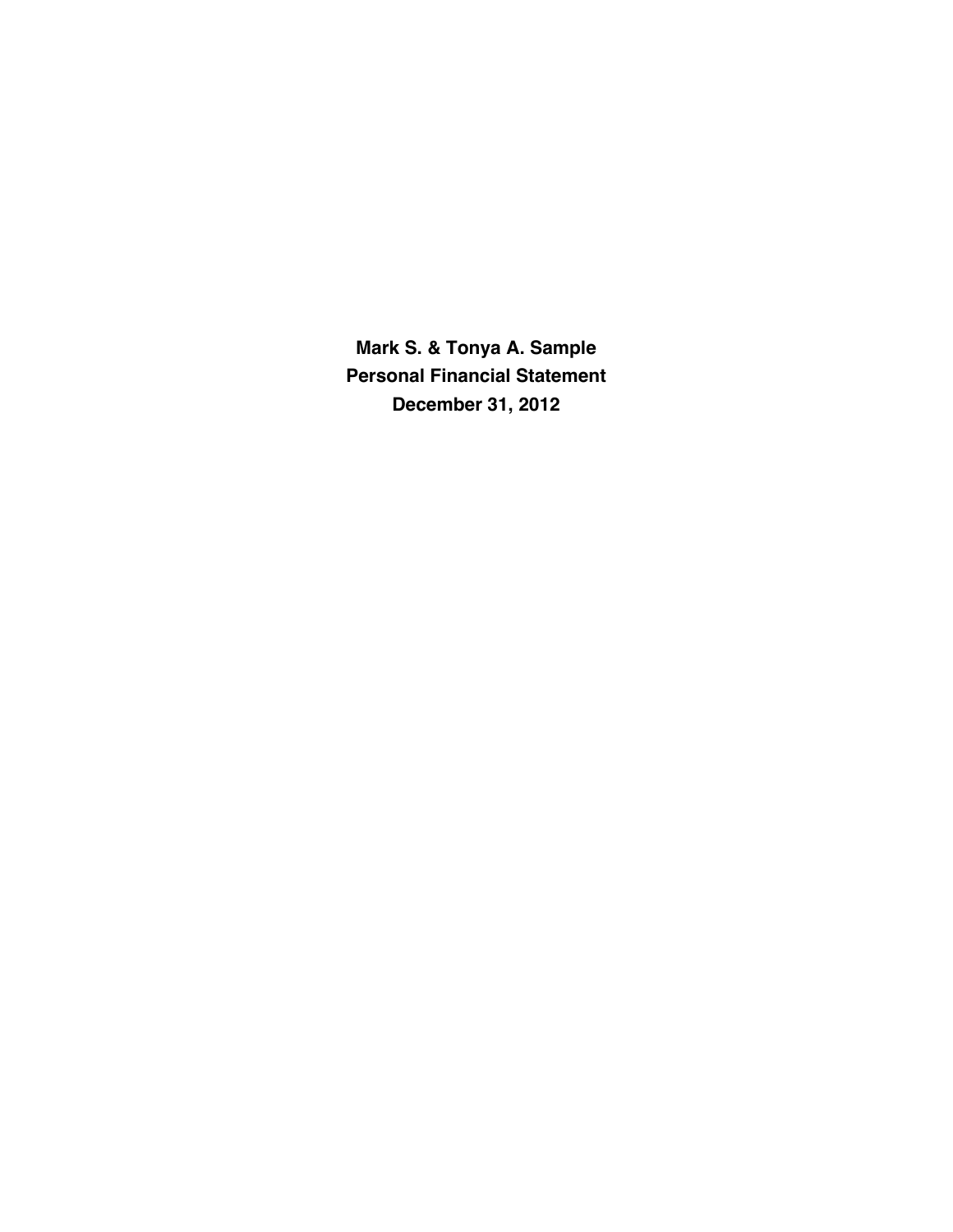# Mark S. & Tonya A. Sample
# Personal Financial Statement
# December 31, 2012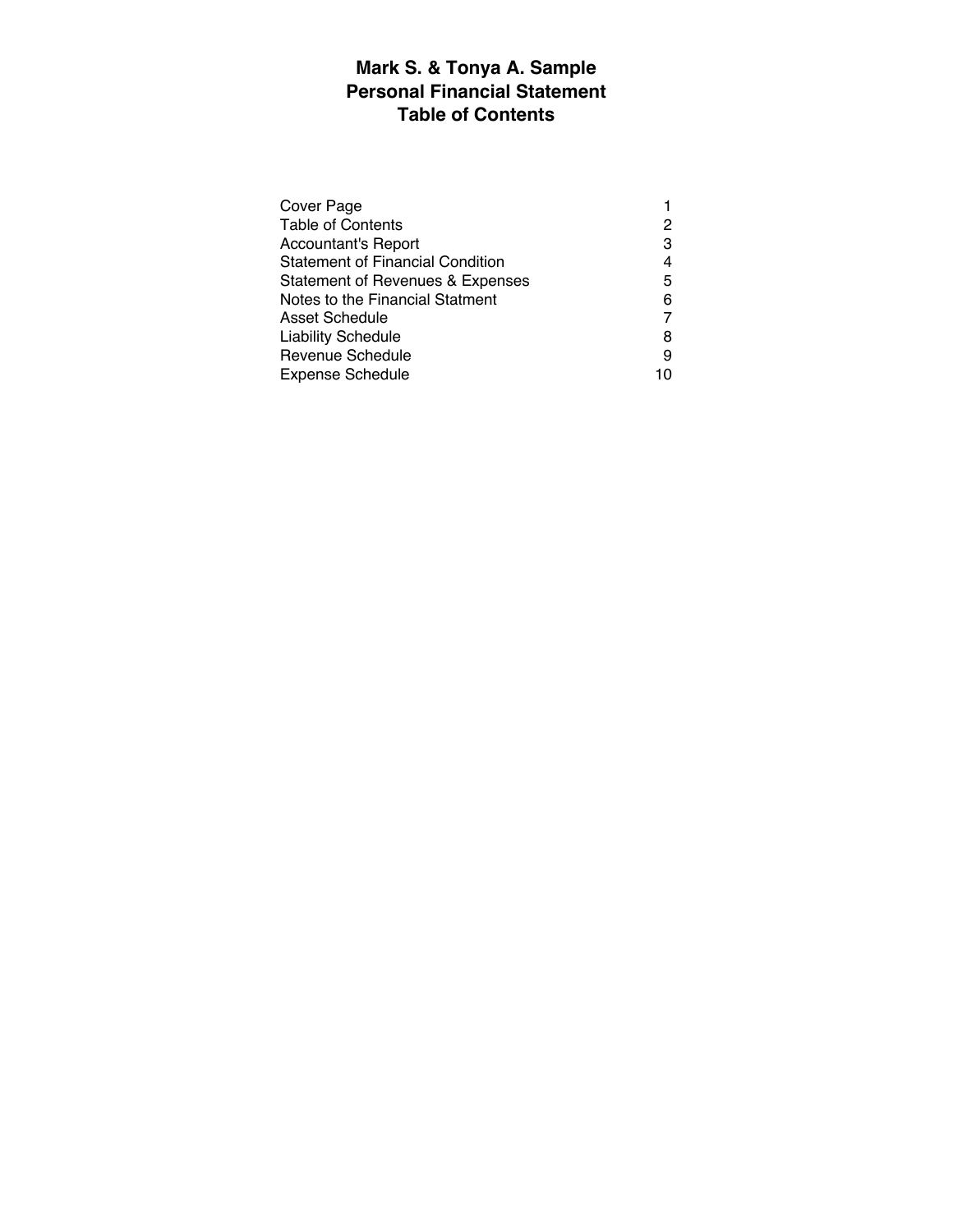# Mark S. & Tonya A. Sample
# Personal Financial Statement
# Table of Contents

| | |
|---|---|
| Cover Page | 1 |
| Table of Contents | 2 |
| Accountant's Report | 3 |
| Statement of Financial Condition | 4 |
| Statement of Revenues & Expenses | 5 |
| Notes to the Financial Statment | 6 |
| Asset Schedule | 7 |
| Liability Schedule | 8 |
| Revenue Schedule | 9 |
| Expense Schedule | 10 |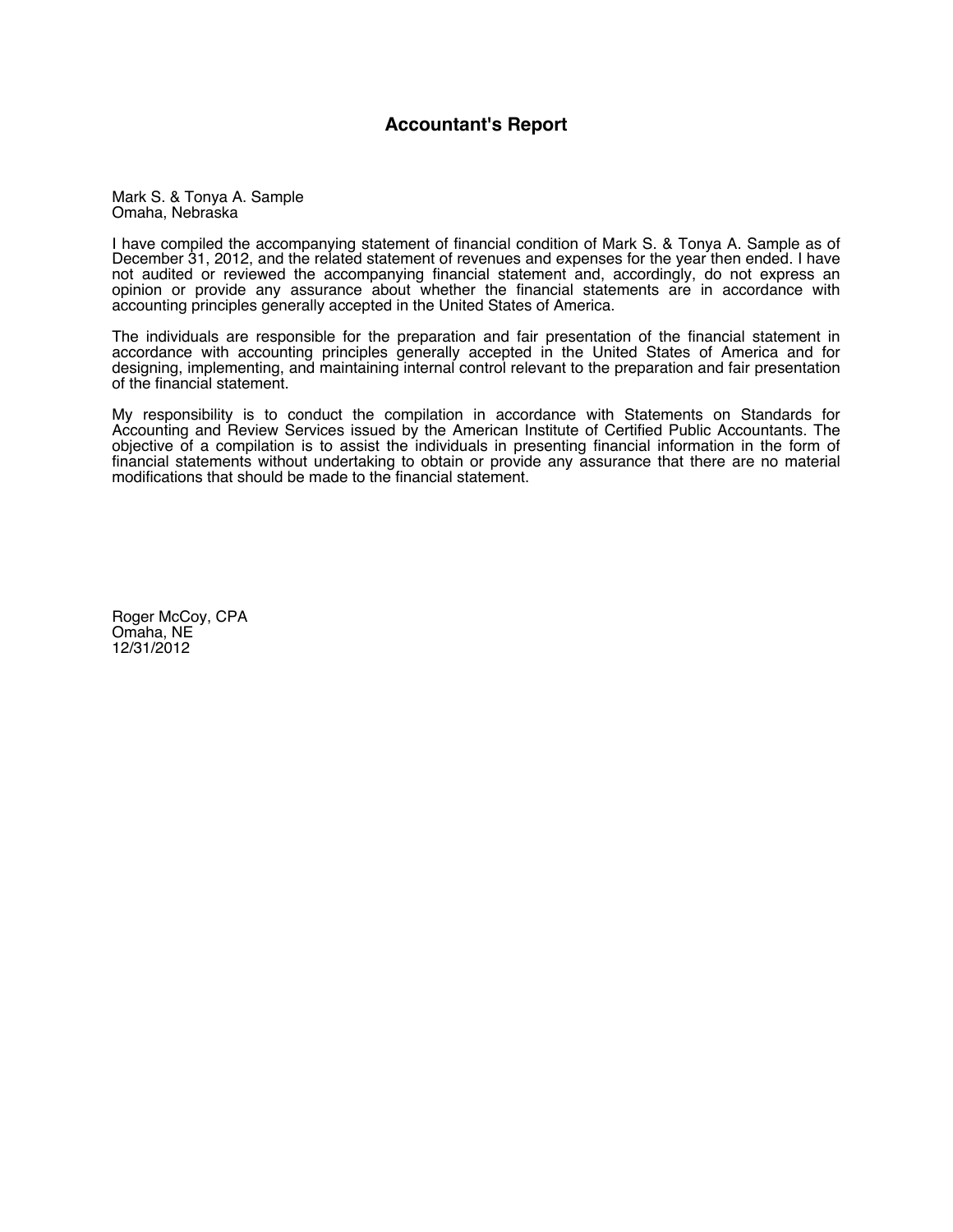# Accountant's Report

Mark S. & Tonya A. Sample
Omaha, Nebraska

I have compiled the accompanying statement of financial condition of Mark S. & Tonya A. Sample as of December 31, 2012, and the related statement of revenues and expenses for the year then ended. I have not audited or reviewed the accompanying financial statement and, accordingly, do not express an opinion or provide any assurance about whether the financial statements are in accordance with accounting principles generally accepted in the United States of America.

The individuals are responsible for the preparation and fair presentation of the financial statement in accordance with accounting principles generally accepted in the United States of America and for designing, implementing, and maintaining internal control relevant to the preparation and fair presentation of the financial statement.

My responsibility is to conduct the compilation in accordance with Statements on Standards for Accounting and Review Services issued by the American Institute of Certified Public Accountants. The objective of a compilation is to assist the individuals in presenting financial information in the form of financial statements without undertaking to obtain or provide any assurance that there are no material modifications that should be made to the financial statement.

Roger McCoy, CPA
Omaha, NE
12/31/2012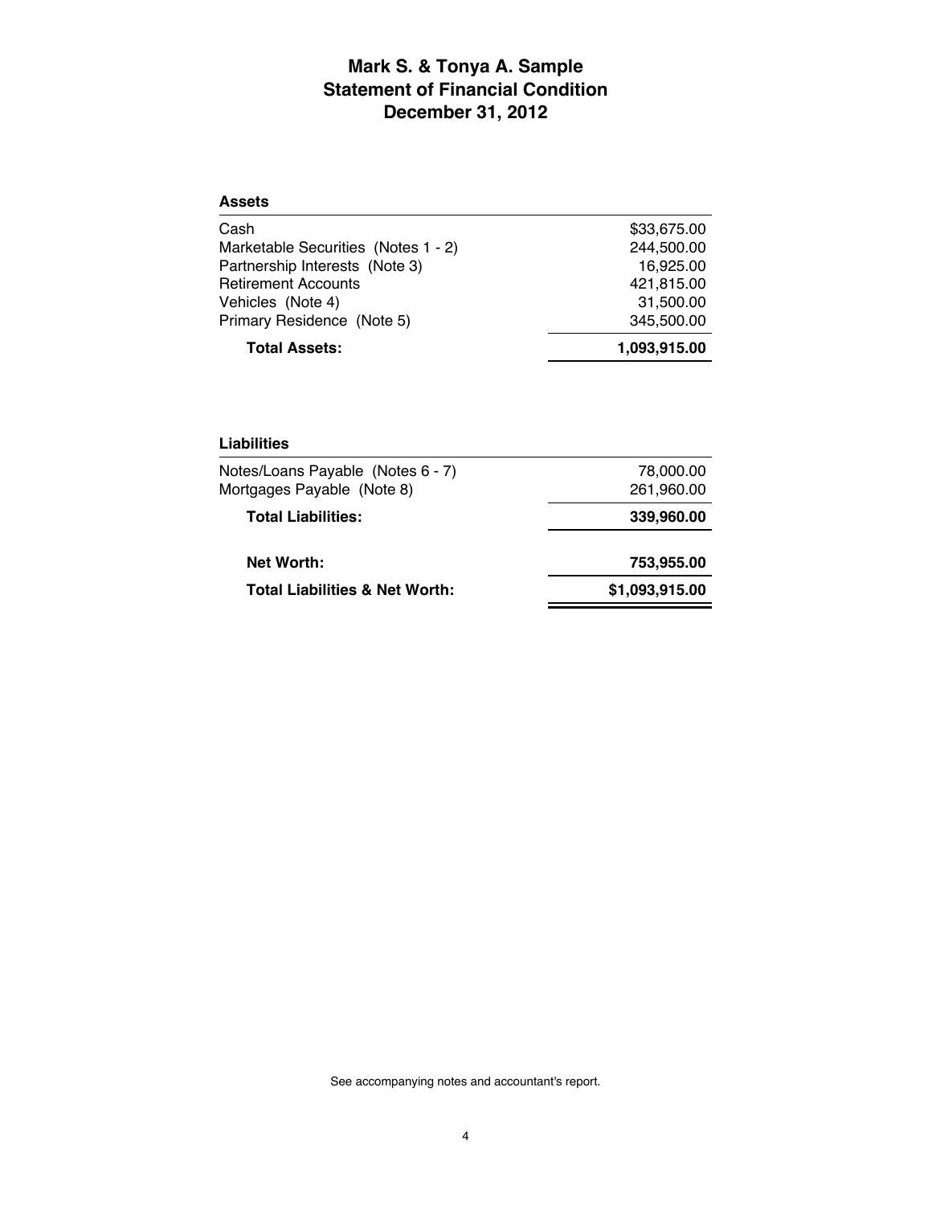# Mark S. & Tonya A. Sample
## Statement of Financial Condition
## December 31, 2012

| **Assets** | |
|---|---|
| Cash | $33,675.00 |
| Marketable Securities (Notes 1 - 2) | 244,500.00 |
| Partnership Interests (Note 3) | 16,925.00 |
| Retirement Accounts | 421,815.00 |
| Vehicles (Note 4) | 31,500.00 |
| Primary Residence (Note 5) | 345,500.00 |
| **Total Assets:** | **1,093,915.00** |

| **Liabilities** | |
|---|---|
| Notes/Loans Payable (Notes 6 - 7) | 78,000.00 |
| Mortgages Payable (Note 8) | 261,960.00 |
| **Total Liabilities:** | **339,960.00** |
| **Net Worth:** | **753,955.00** |
| **Total Liabilities & Net Worth:** | **$1,093,915.00** |

See accompanying notes and accountant's report.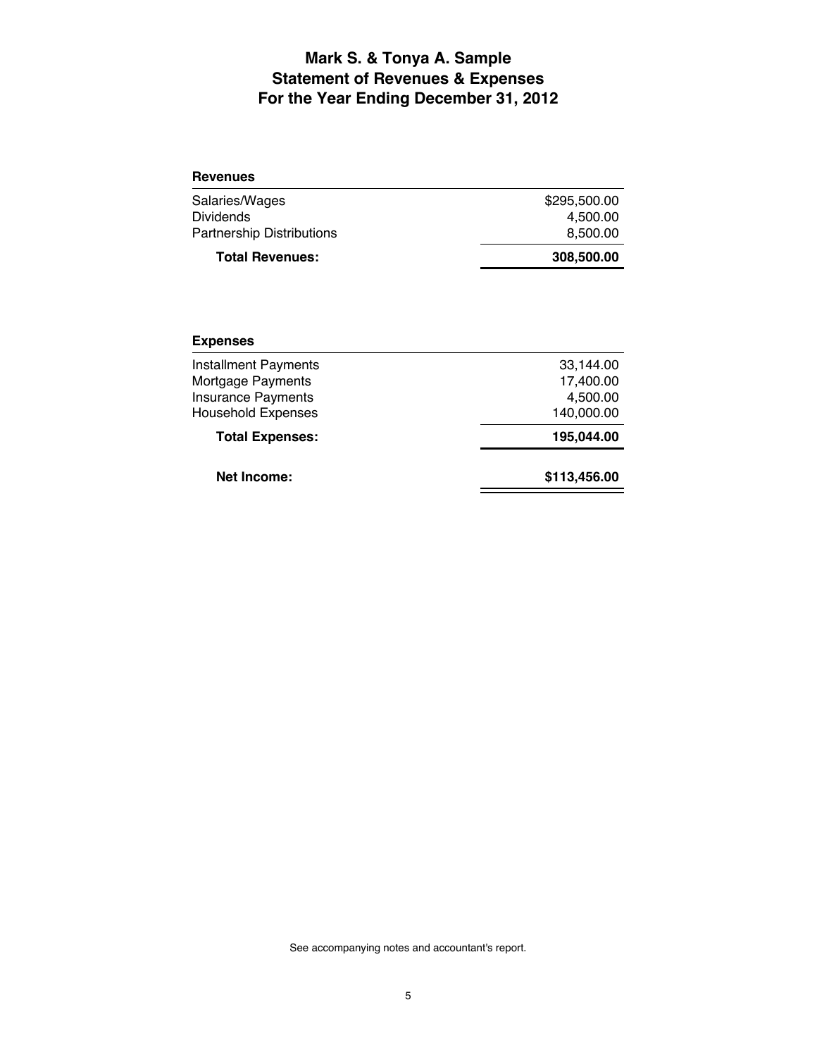# Mark S. & Tonya A. Sample
# Statement of Revenues & Expenses
# For the Year Ending December 31, 2012

| **Revenues** | |
|---|---|
| Salaries/Wages | $295,500.00 |
| Dividends | 4,500.00 |
| Partnership Distributions | 8,500.00 |
| **Total Revenues:** | **308,500.00** |

| **Expenses** | |
|---|---|
| Installment Payments | 33,144.00 |
| Mortgage Payments | 17,400.00 |
| Insurance Payments | 4,500.00 |
| Household Expenses | 140,000.00 |
| **Total Expenses:** | **195,044.00** |
| **Net Income:** | **$113,456.00** |

See accompanying notes and accountant's report.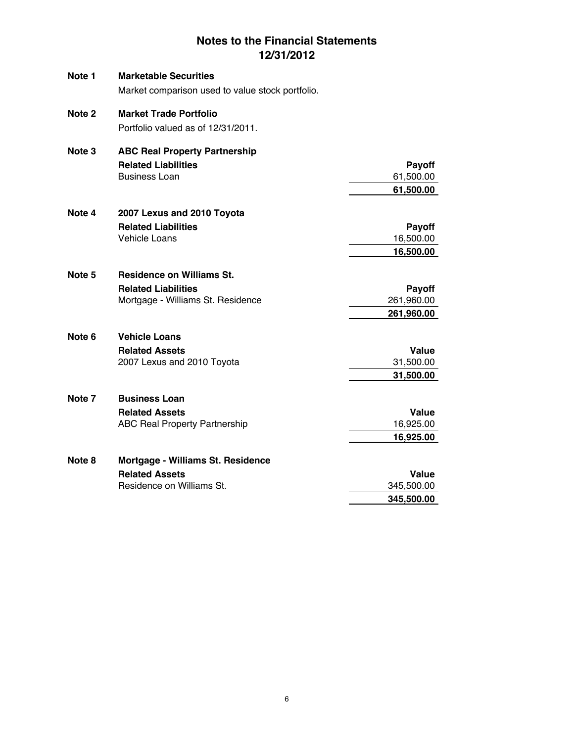# Notes to the Financial Statements
## 12/31/2012

**Note 1** **Marketable Securities**

Market comparison used to value stock portfolio.

**Note 2** **Market Trade Portfolio**

Portfolio valued as of 12/31/2011.

**Note 3** **ABC Real Property Partnership**

| **Related Liabilities** | **Payoff** |
|---|---|
| Business Loan | 61,500.00 |
| | **61,500.00** |

**Note 4** **2007 Lexus and 2010 Toyota**

| **Related Liabilities** | **Payoff** |
|---|---|
| Vehicle Loans | 16,500.00 |
| | **16,500.00** |

**Note 5** **Residence on Williams St.**

| **Related Liabilities** | **Payoff** |
|---|---|
| Mortgage - Williams St. Residence | 261,960.00 |
| | **261,960.00** |

**Note 6** **Vehicle Loans**

| **Related Assets** | **Value** |
|---|---|
| 2007 Lexus and 2010 Toyota | 31,500.00 |
| | **31,500.00** |

**Note 7** **Business Loan**

| **Related Assets** | **Value** |
|---|---|
| ABC Real Property Partnership | 16,925.00 |
| | **16,925.00** |

**Note 8** **Mortgage - Williams St. Residence**

| **Related Assets** | **Value** |
|---|---|
| Residence on Williams St. | 345,500.00 |
| | **345,500.00** |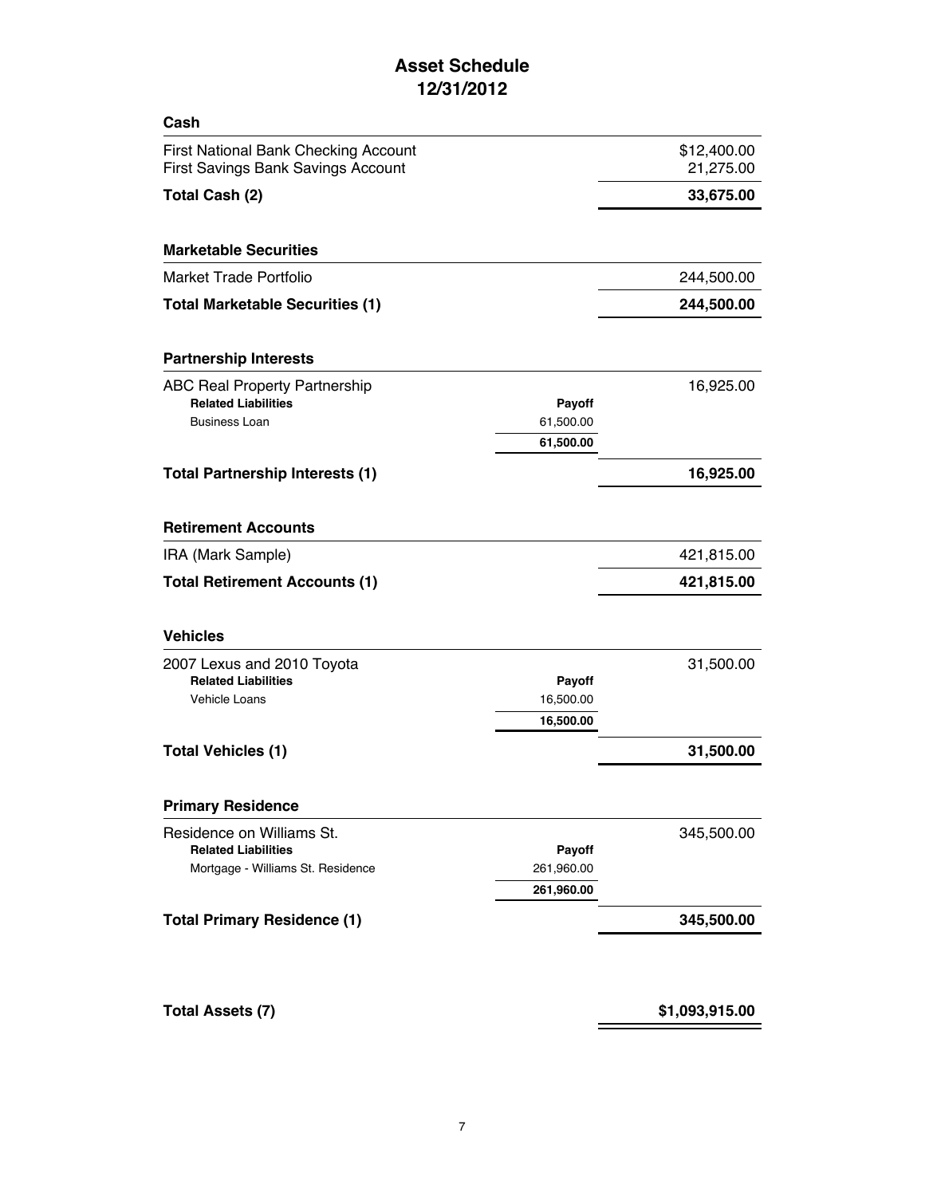# Asset Schedule
## 12/31/2012

### Cash

| | | |
|---|---|---|
| First National Bank Checking Account | | $12,400.00 |
| First Savings Bank Savings Account | | 21,275.00 |
| **Total Cash (2)** | | **33,675.00** |

### Marketable Securities

| | | |
|---|---|---|
| Market Trade Portfolio | | 244,500.00 |
| **Total Marketable Securities (1)** | | **244,500.00** |

### Partnership Interests

| | | |
|---|---|---|
| ABC Real Property Partnership | | 16,925.00 |
| **Related Liabilities** | **Payoff** | |
| Business Loan | 61,500.00 | |
| | **61,500.00** | |
| **Total Partnership Interests (1)** | | **16,925.00** |

### Retirement Accounts

| | | |
|---|---|---|
| IRA (Mark Sample) | | 421,815.00 |
| **Total Retirement Accounts (1)** | | **421,815.00** |

### Vehicles

| | | |
|---|---|---|
| 2007 Lexus and 2010 Toyota | | 31,500.00 |
| **Related Liabilities** | **Payoff** | |
| Vehicle Loans | 16,500.00 | |
| | **16,500.00** | |
| **Total Vehicles (1)** | | **31,500.00** |

### Primary Residence

| | | |
|---|---|---|
| Residence on Williams St. | | 345,500.00 |
| **Related Liabilities** | **Payoff** | |
| Mortgage - Williams St. Residence | 261,960.00 | |
| | **261,960.00** | |
| **Total Primary Residence (1)** | | **345,500.00** |

| | | |
|---|---|---|
| **Total Assets (7)** | | **$1,093,915.00** |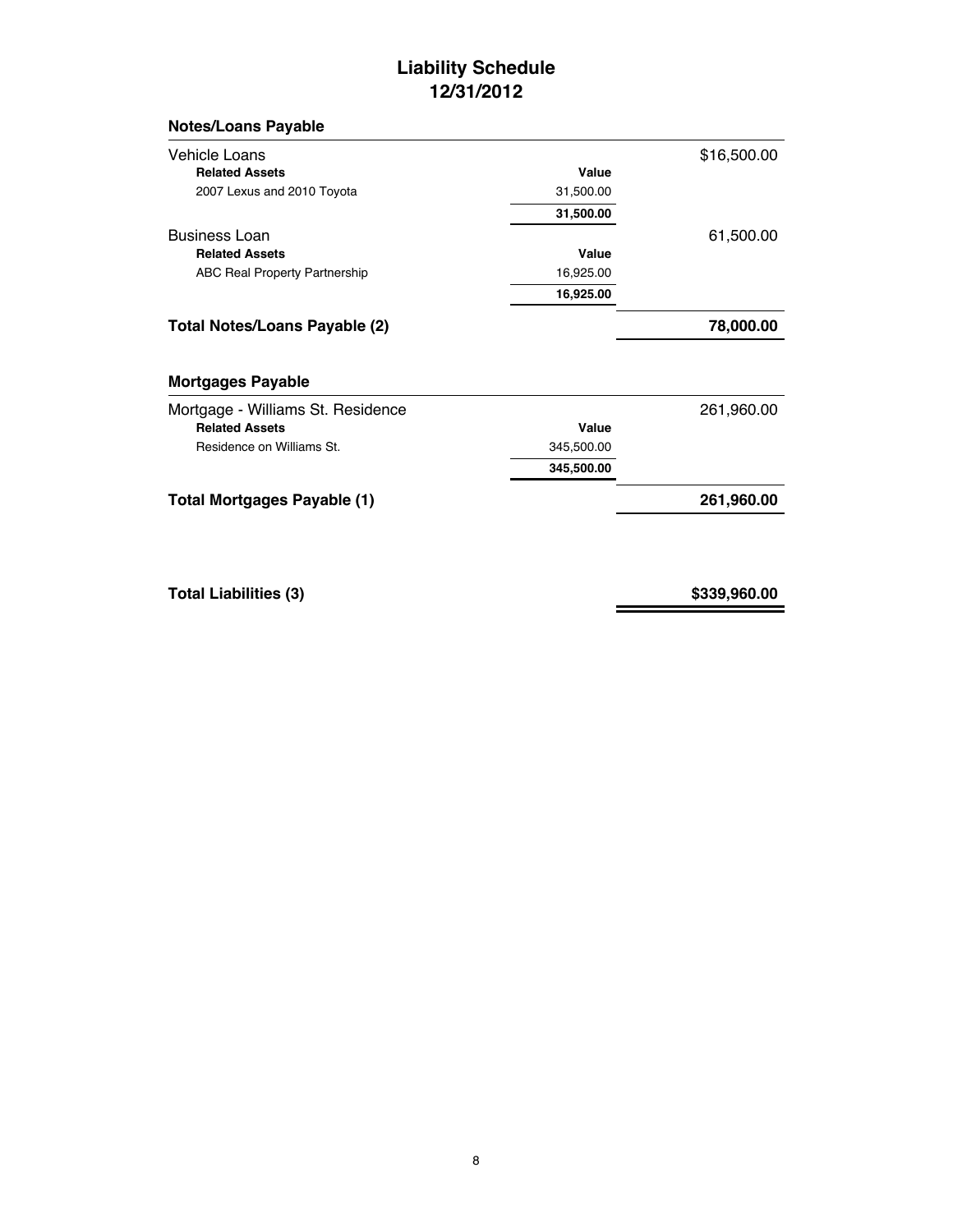# Liability Schedule
## 12/31/2012

### Notes/Loans Payable

| | Value | |
|---|---|---|
| Vehicle Loans | | $16,500.00 |
| **Related Assets** | **Value** | |
| 2007 Lexus and 2010 Toyota | 31,500.00 | |
| | **31,500.00** | |
| Business Loan | | 61,500.00 |
| **Related Assets** | **Value** | |
| ABC Real Property Partnership | 16,925.00 | |
| | **16,925.00** | |
| **Total Notes/Loans Payable (2)** | | **78,000.00** |

### Mortgages Payable

| | Value | |
|---|---|---|
| Mortgage - Williams St. Residence | | 261,960.00 |
| **Related Assets** | **Value** | |
| Residence on Williams St. | 345,500.00 | |
| | **345,500.00** | |
| **Total Mortgages Payable (1)** | | **261,960.00** |

| | |
|---|---|
| **Total Liabilities (3)** | **$339,960.00** |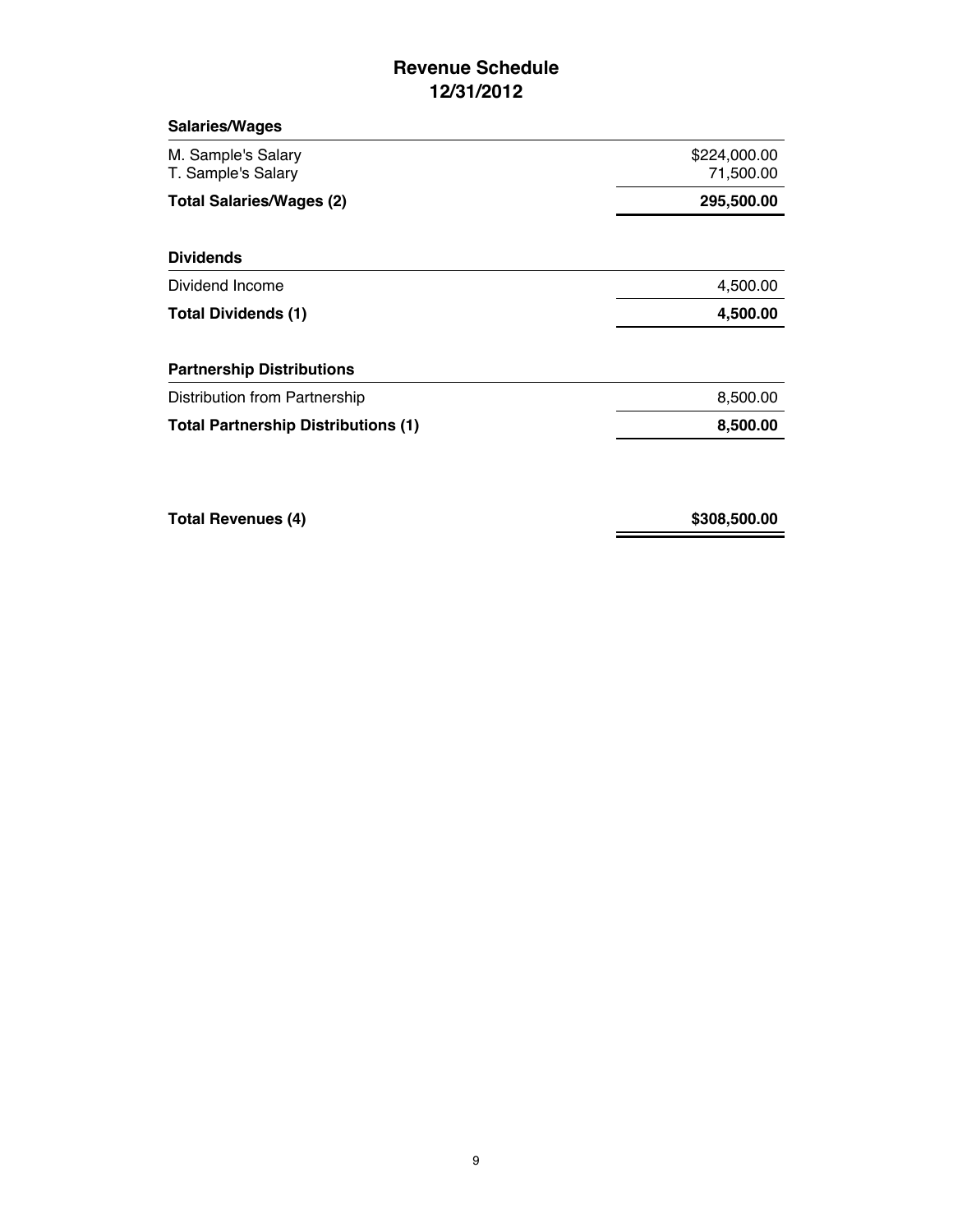# Revenue Schedule
## 12/31/2012

| Salaries/Wages | |
|---|---|
| M. Sample's Salary | $224,000.00 |
| T. Sample's Salary | 71,500.00 |
| **Total Salaries/Wages (2)** | **295,500.00** |

| Dividends | |
|---|---|
| Dividend Income | 4,500.00 |
| **Total Dividends (1)** | **4,500.00** |

| Partnership Distributions | |
|---|---|
| Distribution from Partnership | 8,500.00 |
| **Total Partnership Distributions (1)** | **8,500.00** |

| | |
|---|---|
| **Total Revenues (4)** | **$308,500.00** |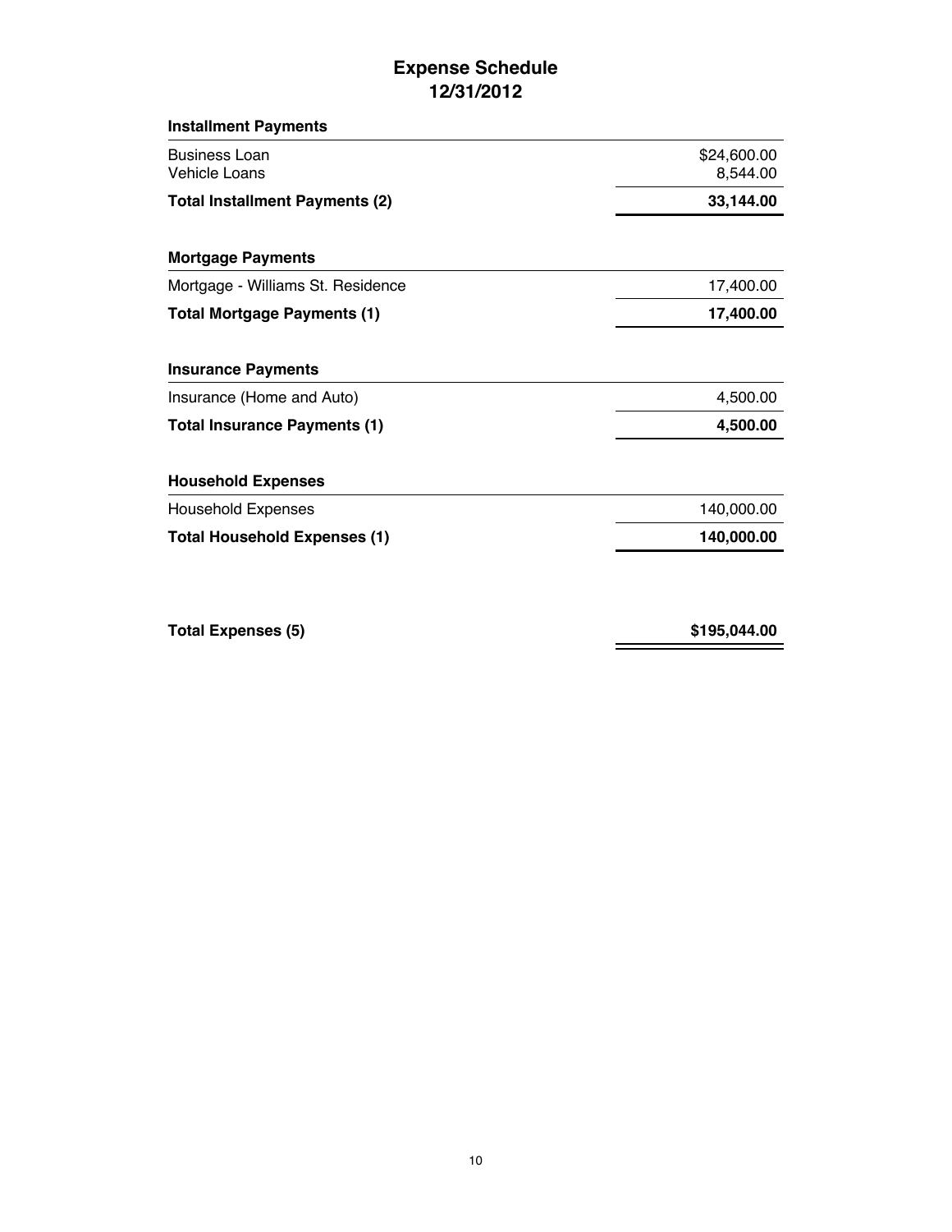# Expense Schedule
## 12/31/2012

| | |
|---|---|
| **Installment Payments** | |
| Business Loan | $24,600.00 |
| Vehicle Loans | 8,544.00 |
| **Total Installment Payments (2)** | **33,144.00** |
| | |
| **Mortgage Payments** | |
| Mortgage - Williams St. Residence | 17,400.00 |
| **Total Mortgage Payments (1)** | **17,400.00** |
| | |
| **Insurance Payments** | |
| Insurance (Home and Auto) | 4,500.00 |
| **Total Insurance Payments (1)** | **4,500.00** |
| | |
| **Household Expenses** | |
| Household Expenses | 140,000.00 |
| **Total Household Expenses (1)** | **140,000.00** |
| | |
| **Total Expenses (5)** | **$195,044.00** |